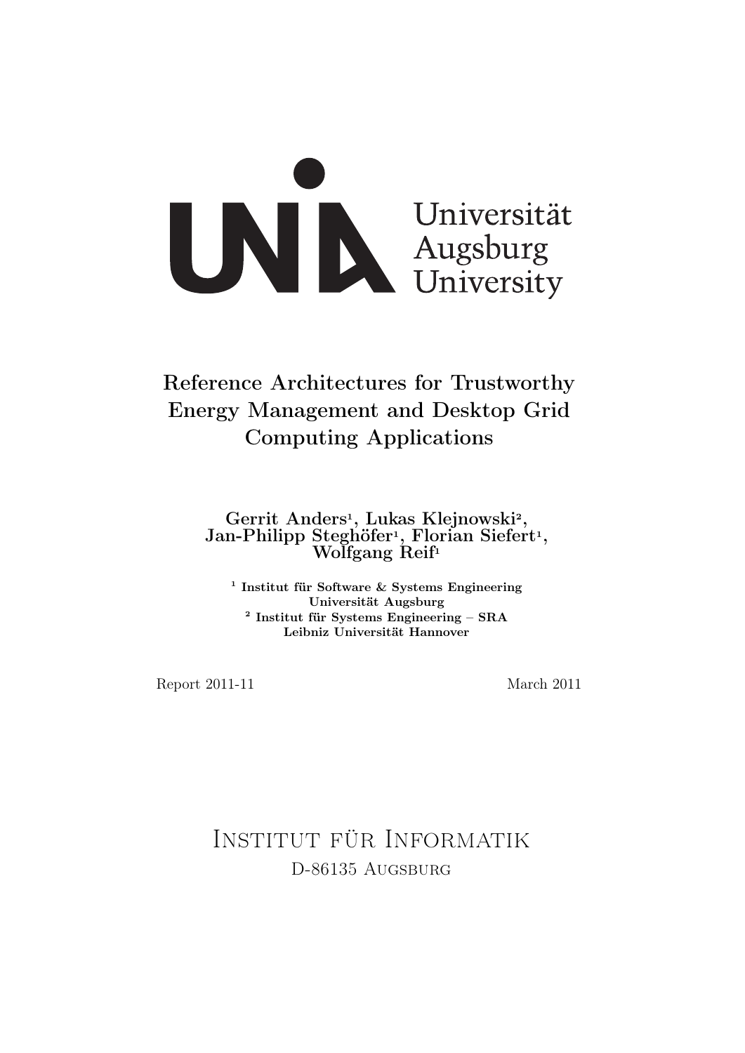Universität Augsburg University

# Reference Architectures for Trustworthy Energy Management and Desktop Grid Computing Applications

**Gerrit Anders[1], Lukas Klejnowski[2], Jan-Philipp Steghöfer[1], Florian Siefert[1], Wolfgang Reif[1]**

**[1] Institut für Software & Systems Engineering**
**Universität Augsburg**
**[2] Institut für Systems Engineering – SRA**
**Leibniz Universität Hannover**

Report 2011-11

March 2011

INSTITUT FÜR INFORMATIK
D-86135 AUGSBURG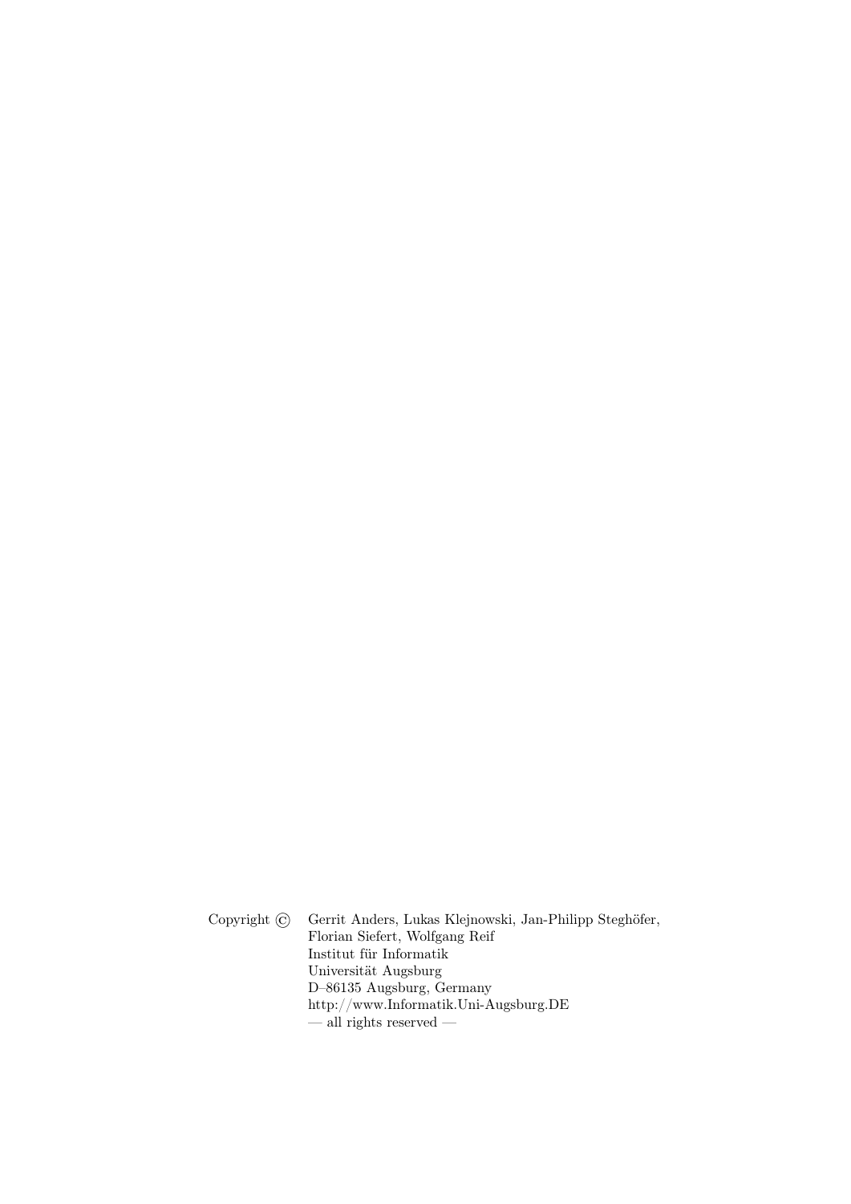Copyright © Gerrit Anders, Lukas Klejnowski, Jan-Philipp Steghöfer,
Florian Siefert, Wolfgang Reif
Institut für Informatik
Universität Augsburg
D–86135 Augsburg, Germany
http://www.Informatik.Uni-Augsburg.DE
— all rights reserved —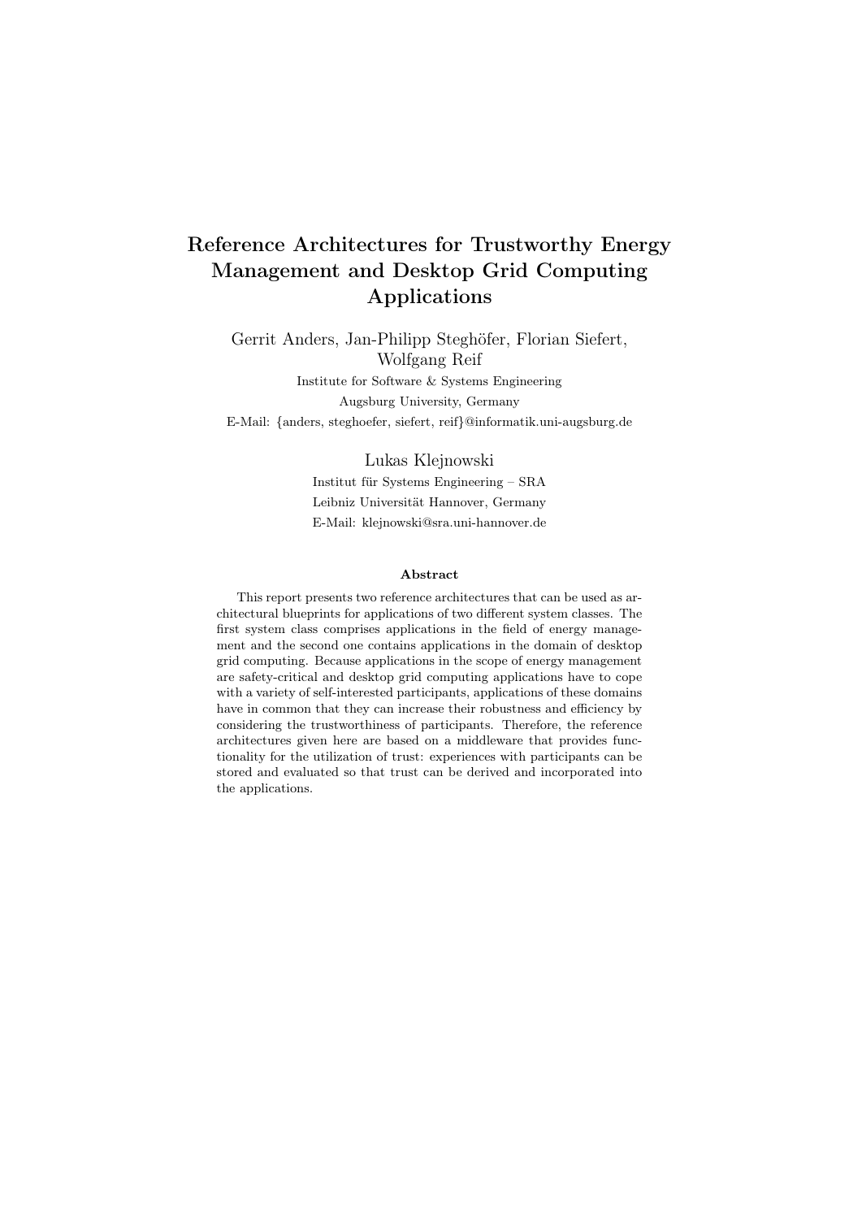// Reference Architectures for Trustworthy Energy Management and Desktop Grid Computing Applications

Gerrit Anders, Jan-Philipp Steghöfer, Florian Siefert, Wolfgang Reif

Institute for Software & Systems Engineering

Augsburg University, Germany

E-Mail: {anders, steghoefer, siefert, reif}@informatik.uni-augsburg.de

Lukas Klejnowski

Institut für Systems Engineering – SRA

Leibniz Universität Hannover, Germany

E-Mail: klejnowski@sra.uni-hannover.de

### Abstract

This report presents two reference architectures that can be used as architectural blueprints for applications of two different system classes. The first system class comprises applications in the field of energy management and the second one contains applications in the domain of desktop grid computing. Because applications in the scope of energy management are safety-critical and desktop grid computing applications have to cope with a variety of self-interested participants, applications of these domains have in common that they can increase their robustness and efficiency by considering the trustworthiness of participants. Therefore, the reference architectures given here are based on a middleware that provides functionality for the utilization of trust: experiences with participants can be stored and evaluated so that trust can be derived and incorporated into the applications.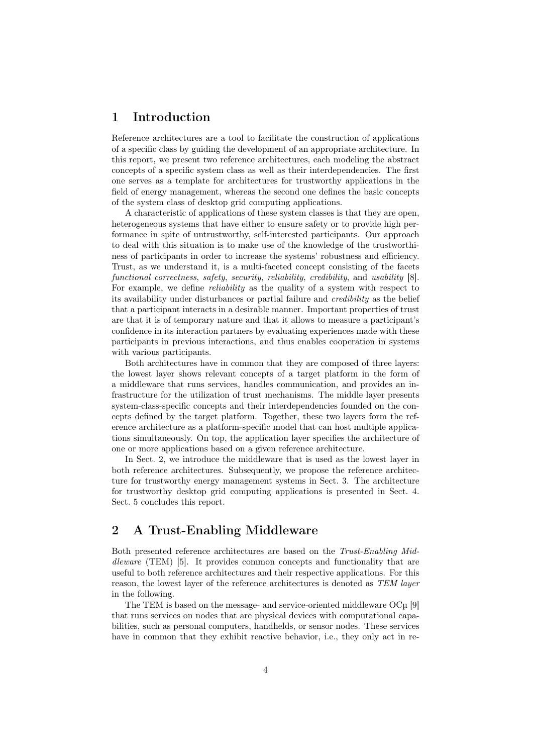# 1 Introduction

Reference architectures are a tool to facilitate the construction of applications of a specific class by guiding the development of an appropriate architecture. In this report, we present two reference architectures, each modeling the abstract concepts of a specific system class as well as their interdependencies. The first one serves as a template for architectures for trustworthy applications in the field of energy management, whereas the second one defines the basic concepts of the system class of desktop grid computing applications.

A characteristic of applications of these system classes is that they are open, heterogeneous systems that have either to ensure safety or to provide high performance in spite of untrustworthy, self-interested participants. Our approach to deal with this situation is to make use of the knowledge of the trustworthiness of participants in order to increase the systems' robustness and efficiency. Trust, as we understand it, is a multi-faceted concept consisting of the facets *functional correctness*, *safety*, *security*, *reliability*, *credibility*, and *usability* [8]. For example, we define *reliability* as the quality of a system with respect to its availability under disturbances or partial failure and *credibility* as the belief that a participant interacts in a desirable manner. Important properties of trust are that it is of temporary nature and that it allows to measure a participant's confidence in its interaction partners by evaluating experiences made with these participants in previous interactions, and thus enables cooperation in systems with various participants.

Both architectures have in common that they are composed of three layers: the lowest layer shows relevant concepts of a target platform in the form of a middleware that runs services, handles communication, and provides an infrastructure for the utilization of trust mechanisms. The middle layer presents system-class-specific concepts and their interdependencies founded on the concepts defined by the target platform. Together, these two layers form the reference architecture as a platform-specific model that can host multiple applications simultaneously. On top, the application layer specifies the architecture of one or more applications based on a given reference architecture.

In Sect. 2, we introduce the middleware that is used as the lowest layer in both reference architectures. Subsequently, we propose the reference architecture for trustworthy energy management systems in Sect. 3. The architecture for trustworthy desktop grid computing applications is presented in Sect. 4. Sect. 5 concludes this report.

# 2 A Trust-Enabling Middleware

Both presented reference architectures are based on the *Trust-Enabling Middleware* (TEM) [5]. It provides common concepts and functionality that are useful to both reference architectures and their respective applications. For this reason, the lowest layer of the reference architectures is denoted as *TEM layer* in the following.

The TEM is based on the message- and service-oriented middleware OCμ [9] that runs services on nodes that are physical devices with computational capabilities, such as personal computers, handhelds, or sensor nodes. These services have in common that they exhibit reactive behavior, i.e., they only act in re-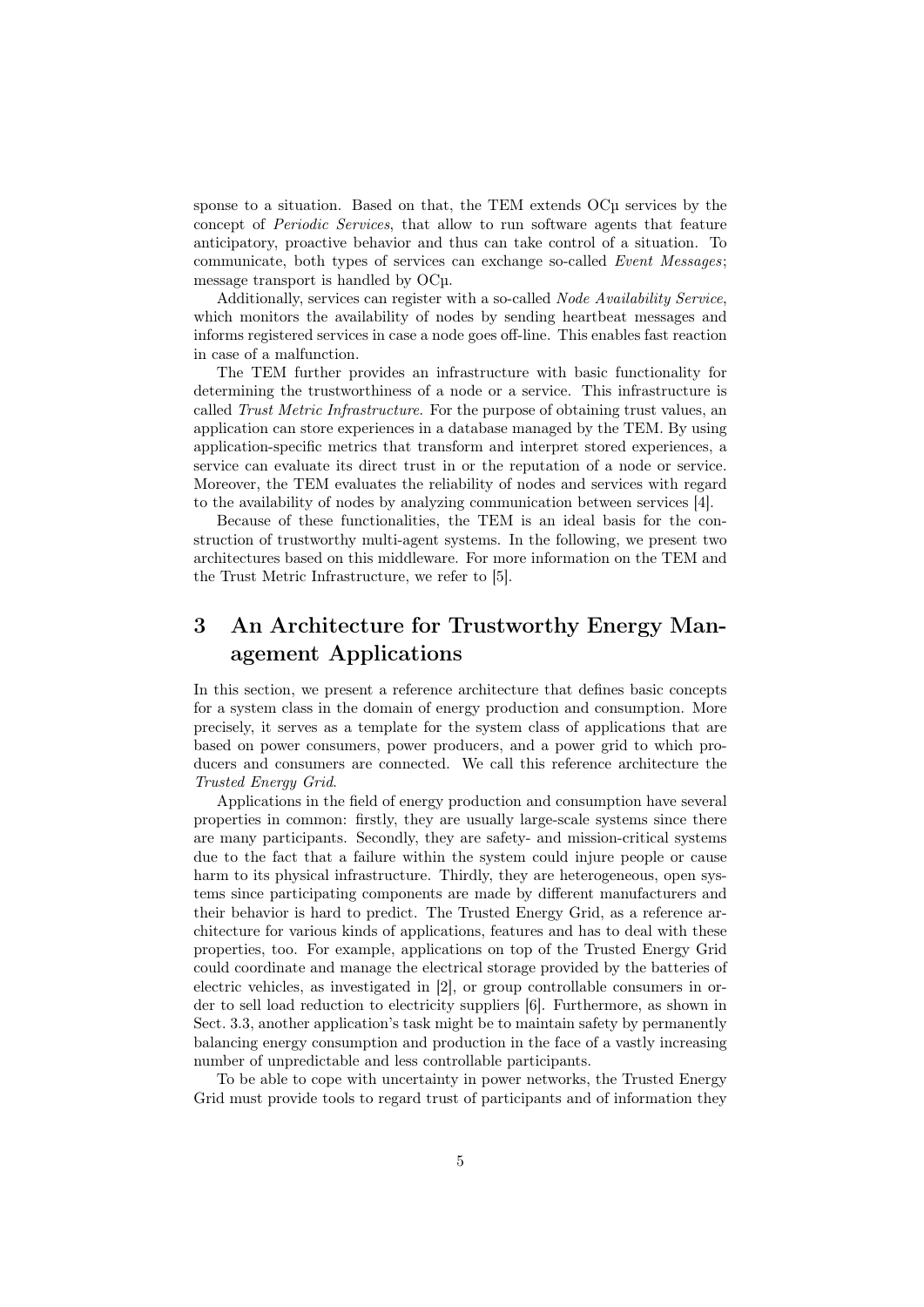sponse to a situation. Based on that, the TEM extends OCµ services by the concept of *Periodic Services*, that allow to run software agents that feature anticipatory, proactive behavior and thus can take control of a situation. To communicate, both types of services can exchange so-called *Event Messages*; message transport is handled by OCµ.

Additionally, services can register with a so-called *Node Availability Service*, which monitors the availability of nodes by sending heartbeat messages and informs registered services in case a node goes off-line. This enables fast reaction in case of a malfunction.

The TEM further provides an infrastructure with basic functionality for determining the trustworthiness of a node or a service. This infrastructure is called *Trust Metric Infrastructure*. For the purpose of obtaining trust values, an application can store experiences in a database managed by the TEM. By using application-specific metrics that transform and interpret stored experiences, a service can evaluate its direct trust in or the reputation of a node or service. Moreover, the TEM evaluates the reliability of nodes and services with regard to the availability of nodes by analyzing communication between services [4].

Because of these functionalities, the TEM is an ideal basis for the construction of trustworthy multi-agent systems. In the following, we present two architectures based on this middleware. For more information on the TEM and the Trust Metric Infrastructure, we refer to [5].

# 3 An Architecture for Trustworthy Energy Management Applications

In this section, we present a reference architecture that defines basic concepts for a system class in the domain of energy production and consumption. More precisely, it serves as a template for the system class of applications that are based on power consumers, power producers, and a power grid to which producers and consumers are connected. We call this reference architecture the *Trusted Energy Grid*.

Applications in the field of energy production and consumption have several properties in common: firstly, they are usually large-scale systems since there are many participants. Secondly, they are safety- and mission-critical systems due to the fact that a failure within the system could injure people or cause harm to its physical infrastructure. Thirdly, they are heterogeneous, open systems since participating components are made by different manufacturers and their behavior is hard to predict. The Trusted Energy Grid, as a reference architecture for various kinds of applications, features and has to deal with these properties, too. For example, applications on top of the Trusted Energy Grid could coordinate and manage the electrical storage provided by the batteries of electric vehicles, as investigated in [2], or group controllable consumers in order to sell load reduction to electricity suppliers [6]. Furthermore, as shown in Sect. 3.3, another application's task might be to maintain safety by permanently balancing energy consumption and production in the face of a vastly increasing number of unpredictable and less controllable participants.

To be able to cope with uncertainty in power networks, the Trusted Energy Grid must provide tools to regard trust of participants and of information they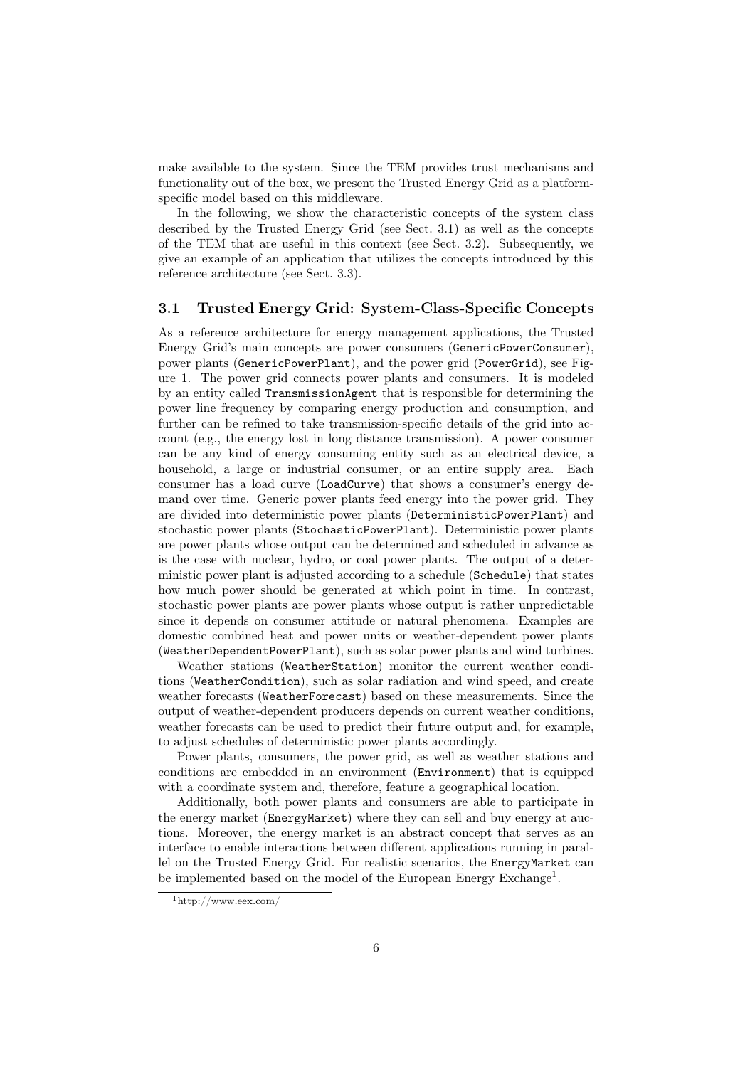make available to the system. Since the TEM provides trust mechanisms and functionality out of the box, we present the Trusted Energy Grid as a platform-specific model based on this middleware.

In the following, we show the characteristic concepts of the system class described by the Trusted Energy Grid (see Sect. 3.1) as well as the concepts of the TEM that are useful in this context (see Sect. 3.2). Subsequently, we give an example of an application that utilizes the concepts introduced by this reference architecture (see Sect. 3.3).

### 3.1 Trusted Energy Grid: System-Class-Specific Concepts

As a reference architecture for energy management applications, the Trusted Energy Grid's main concepts are power consumers (`GenericPowerConsumer`), power plants (`GenericPowerPlant`), and the power grid (`PowerGrid`), see Figure 1. The power grid connects power plants and consumers. It is modeled by an entity called `TransmissionAgent` that is responsible for determining the power line frequency by comparing energy production and consumption, and further can be refined to take transmission-specific details of the grid into account (e.g., the energy lost in long distance transmission). A power consumer can be any kind of energy consuming entity such as an electrical device, a household, a large or industrial consumer, or an entire supply area. Each consumer has a load curve (`LoadCurve`) that shows a consumer's energy demand over time. Generic power plants feed energy into the power grid. They are divided into deterministic power plants (`DeterministicPowerPlant`) and stochastic power plants (`StochasticPowerPlant`). Deterministic power plants are power plants whose output can be determined and scheduled in advance as is the case with nuclear, hydro, or coal power plants. The output of a deterministic power plant is adjusted according to a schedule (`Schedule`) that states how much power should be generated at which point in time. In contrast, stochastic power plants are power plants whose output is rather unpredictable since it depends on consumer attitude or natural phenomena. Examples are domestic combined heat and power units or weather-dependent power plants (`WeatherDependentPowerPlant`), such as solar power plants and wind turbines.

Weather stations (`WeatherStation`) monitor the current weather conditions (`WeatherCondition`), such as solar radiation and wind speed, and create weather forecasts (`WeatherForecast`) based on these measurements. Since the output of weather-dependent producers depends on current weather conditions, weather forecasts can be used to predict their future output and, for example, to adjust schedules of deterministic power plants accordingly.

Power plants, consumers, the power grid, as well as weather stations and conditions are embedded in an environment (`Environment`) that is equipped with a coordinate system and, therefore, feature a geographical location.

Additionally, both power plants and consumers are able to participate in the energy market (`EnergyMarket`) where they can sell and buy energy at auctions. Moreover, the energy market is an abstract concept that serves as an interface to enable interactions between different applications running in parallel on the Trusted Energy Grid. For realistic scenarios, the `EnergyMarket` can be implemented based on the model of the European Energy Exchange[1].

[1] http://www.eex.com/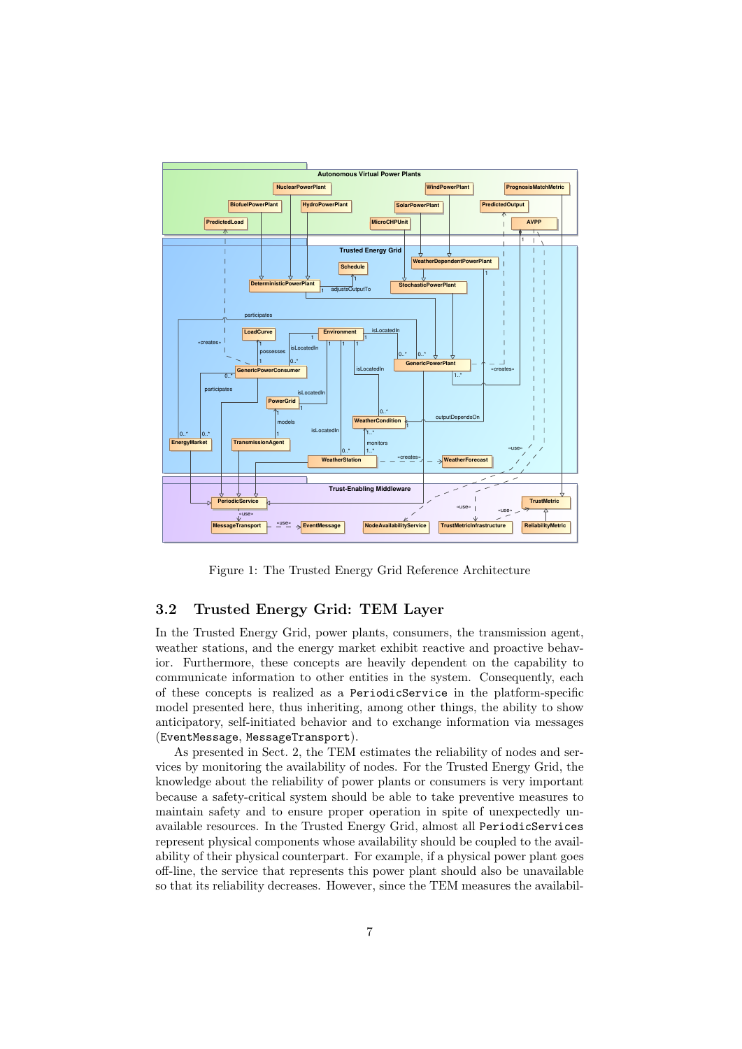Figure 1: The Trusted Energy Grid Reference Architecture

### 3.2 Trusted Energy Grid: TEM Layer

In the Trusted Energy Grid, power plants, consumers, the transmission agent, weather stations, and the energy market exhibit reactive and proactive behavior. Furthermore, these concepts are heavily dependent on the capability to communicate information to other entities in the system. Consequently, each of these concepts is realized as a `PeriodicService` in the platform-specific model presented here, thus inheriting, among other things, the ability to show anticipatory, self-initiated behavior and to exchange information via messages (`EventMessage`, `MessageTransport`).

As presented in Sect. 2, the TEM estimates the reliability of nodes and services by monitoring the availability of nodes. For the Trusted Energy Grid, the knowledge about the reliability of power plants or consumers is very important because a safety-critical system should be able to take preventive measures to maintain safety and to ensure proper operation in spite of unexpectedly unavailable resources. In the Trusted Energy Grid, almost all `PeriodicServices` represent physical components whose availability should be coupled to the availability of their physical counterpart. For example, if a physical power plant goes off-line, the service that represents this power plant should also be unavailable so that its reliability decreases. However, since the TEM measures the availabil-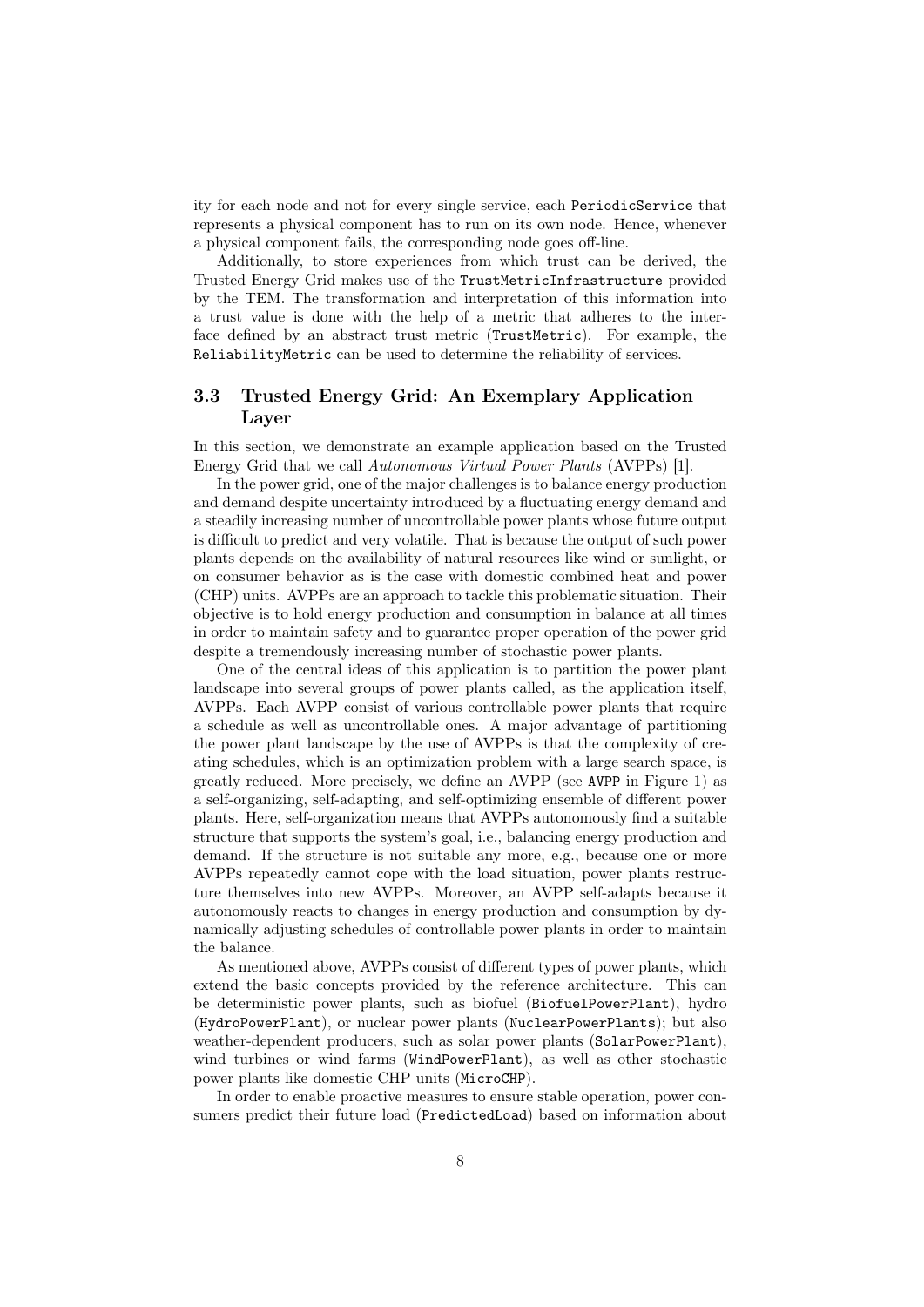ity for each node and not for every single service, each `PeriodicService` that represents a physical component has to run on its own node. Hence, whenever a physical component fails, the corresponding node goes off-line.

Additionally, to store experiences from which trust can be derived, the Trusted Energy Grid makes use of the `TrustMetricInfrastructure` provided by the TEM. The transformation and interpretation of this information into a trust value is done with the help of a metric that adheres to the interface defined by an abstract trust metric (`TrustMetric`). For example, the `ReliabilityMetric` can be used to determine the reliability of services.

### 3.3 Trusted Energy Grid: An Exemplary Application Layer

In this section, we demonstrate an example application based on the Trusted Energy Grid that we call *Autonomous Virtual Power Plants* (AVPPs) [1].

In the power grid, one of the major challenges is to balance energy production and demand despite uncertainty introduced by a fluctuating energy demand and a steadily increasing number of uncontrollable power plants whose future output is difficult to predict and very volatile. That is because the output of such power plants depends on the availability of natural resources like wind or sunlight, or on consumer behavior as is the case with domestic combined heat and power (CHP) units. AVPPs are an approach to tackle this problematic situation. Their objective is to hold energy production and consumption in balance at all times in order to maintain safety and to guarantee proper operation of the power grid despite a tremendously increasing number of stochastic power plants.

One of the central ideas of this application is to partition the power plant landscape into several groups of power plants called, as the application itself, AVPPs. Each AVPP consist of various controllable power plants that require a schedule as well as uncontrollable ones. A major advantage of partitioning the power plant landscape by the use of AVPPs is that the complexity of creating schedules, which is an optimization problem with a large search space, is greatly reduced. More precisely, we define an AVPP (see `AVPP` in Figure 1) as a self-organizing, self-adapting, and self-optimizing ensemble of different power plants. Here, self-organization means that AVPPs autonomously find a suitable structure that supports the system's goal, i.e., balancing energy production and demand. If the structure is not suitable any more, e.g., because one or more AVPPs repeatedly cannot cope with the load situation, power plants restructure themselves into new AVPPs. Moreover, an AVPP self-adapts because it autonomously reacts to changes in energy production and consumption by dynamically adjusting schedules of controllable power plants in order to maintain the balance.

As mentioned above, AVPPs consist of different types of power plants, which extend the basic concepts provided by the reference architecture. This can be deterministic power plants, such as biofuel (`BiofuelPowerPlant`), hydro (`HydroPowerPlant`), or nuclear power plants (`NuclearPowerPlants`); but also weather-dependent producers, such as solar power plants (`SolarPowerPlant`), wind turbines or wind farms (`WindPowerPlant`), as well as other stochastic power plants like domestic CHP units (`MicroCHP`).

In order to enable proactive measures to ensure stable operation, power consumers predict their future load (`PredictedLoad`) based on information about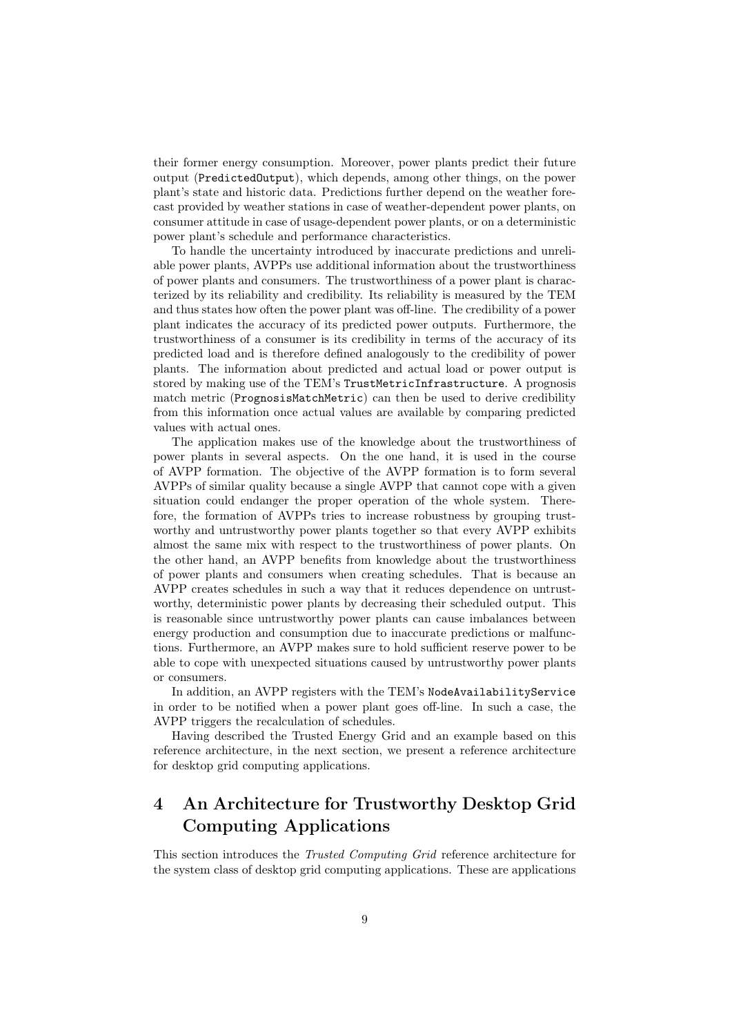their former energy consumption. Moreover, power plants predict their future output (`PredictedOutput`), which depends, among other things, on the power plant's state and historic data. Predictions further depend on the weather forecast provided by weather stations in case of weather-dependent power plants, on consumer attitude in case of usage-dependent power plants, or on a deterministic power plant's schedule and performance characteristics.

To handle the uncertainty introduced by inaccurate predictions and unreliable power plants, AVPPs use additional information about the trustworthiness of power plants and consumers. The trustworthiness of a power plant is characterized by its reliability and credibility. Its reliability is measured by the TEM and thus states how often the power plant was off-line. The credibility of a power plant indicates the accuracy of its predicted power outputs. Furthermore, the trustworthiness of a consumer is its credibility in terms of the accuracy of its predicted load and is therefore defined analogously to the credibility of power plants. The information about predicted and actual load or power output is stored by making use of the TEM's `TrustMetricInfrastructure`. A prognosis match metric (`PrognosisMatchMetric`) can then be used to derive credibility from this information once actual values are available by comparing predicted values with actual ones.

The application makes use of the knowledge about the trustworthiness of power plants in several aspects. On the one hand, it is used in the course of AVPP formation. The objective of the AVPP formation is to form several AVPPs of similar quality because a single AVPP that cannot cope with a given situation could endanger the proper operation of the whole system. Therefore, the formation of AVPPs tries to increase robustness by grouping trustworthy and untrustworthy power plants together so that every AVPP exhibits almost the same mix with respect to the trustworthiness of power plants. On the other hand, an AVPP benefits from knowledge about the trustworthiness of power plants and consumers when creating schedules. That is because an AVPP creates schedules in such a way that it reduces dependence on untrustworthy, deterministic power plants by decreasing their scheduled output. This is reasonable since untrustworthy power plants can cause imbalances between energy production and consumption due to inaccurate predictions or malfunctions. Furthermore, an AVPP makes sure to hold sufficient reserve power to be able to cope with unexpected situations caused by untrustworthy power plants or consumers.

In addition, an AVPP registers with the TEM's `NodeAvailabilityService` in order to be notified when a power plant goes off-line. In such a case, the AVPP triggers the recalculation of schedules.

Having described the Trusted Energy Grid and an example based on this reference architecture, in the next section, we present a reference architecture for desktop grid computing applications.

# 4 An Architecture for Trustworthy Desktop Grid Computing Applications

This section introduces the *Trusted Computing Grid* reference architecture for the system class of desktop grid computing applications. These are applications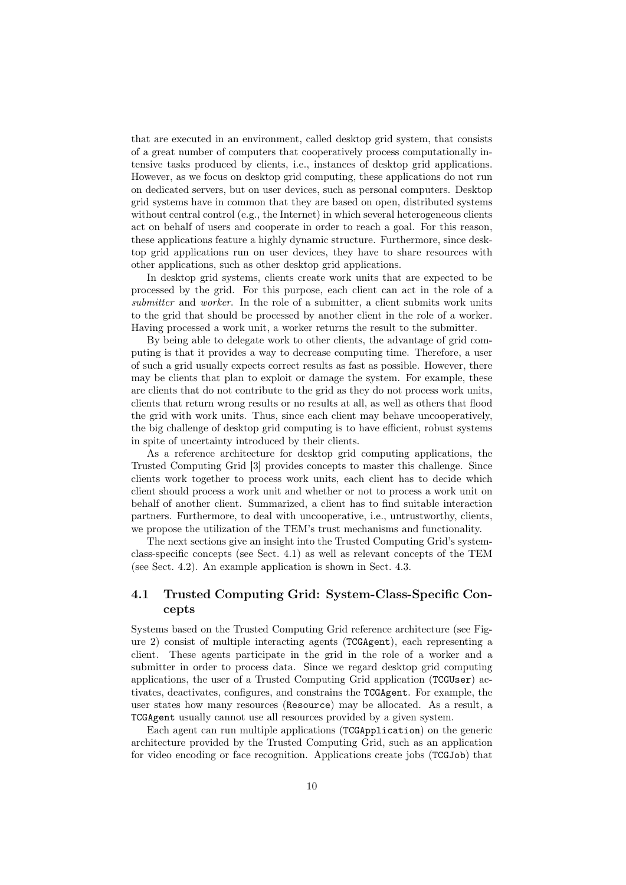that are executed in an environment, called desktop grid system, that consists of a great number of computers that cooperatively process computationally intensive tasks produced by clients, i.e., instances of desktop grid applications. However, as we focus on desktop grid computing, these applications do not run on dedicated servers, but on user devices, such as personal computers. Desktop grid systems have in common that they are based on open, distributed systems without central control (e.g., the Internet) in which several heterogeneous clients act on behalf of users and cooperate in order to reach a goal. For this reason, these applications feature a highly dynamic structure. Furthermore, since desktop grid applications run on user devices, they have to share resources with other applications, such as other desktop grid applications.

In desktop grid systems, clients create work units that are expected to be processed by the grid. For this purpose, each client can act in the role of a *submitter* and *worker*. In the role of a submitter, a client submits work units to the grid that should be processed by another client in the role of a worker. Having processed a work unit, a worker returns the result to the submitter.

By being able to delegate work to other clients, the advantage of grid computing is that it provides a way to decrease computing time. Therefore, a user of such a grid usually expects correct results as fast as possible. However, there may be clients that plan to exploit or damage the system. For example, these are clients that do not contribute to the grid as they do not process work units, clients that return wrong results or no results at all, as well as others that flood the grid with work units. Thus, since each client may behave uncooperatively, the big challenge of desktop grid computing is to have efficient, robust systems in spite of uncertainty introduced by their clients.

As a reference architecture for desktop grid computing applications, the Trusted Computing Grid [3] provides concepts to master this challenge. Since clients work together to process work units, each client has to decide which client should process a work unit and whether or not to process a work unit on behalf of another client. Summarized, a client has to find suitable interaction partners. Furthermore, to deal with uncooperative, i.e., untrustworthy, clients, we propose the utilization of the TEM's trust mechanisms and functionality.

The next sections give an insight into the Trusted Computing Grid's system-class-specific concepts (see Sect. 4.1) as well as relevant concepts of the TEM (see Sect. 4.2). An example application is shown in Sect. 4.3.

## 4.1 Trusted Computing Grid: System-Class-Specific Concepts

Systems based on the Trusted Computing Grid reference architecture (see Figure 2) consist of multiple interacting agents (`TCGAgent`), each representing a client. These agents participate in the grid in the role of a worker and a submitter in order to process data. Since we regard desktop grid computing applications, the user of a Trusted Computing Grid application (`TCGUser`) activates, deactivates, configures, and constrains the `TCGAgent`. For example, the user states how many resources (`Resource`) may be allocated. As a result, a `TCGAgent` usually cannot use all resources provided by a given system.

Each agent can run multiple applications (`TCGApplication`) on the generic architecture provided by the Trusted Computing Grid, such as an application for video encoding or face recognition. Applications create jobs (`TCGJob`) that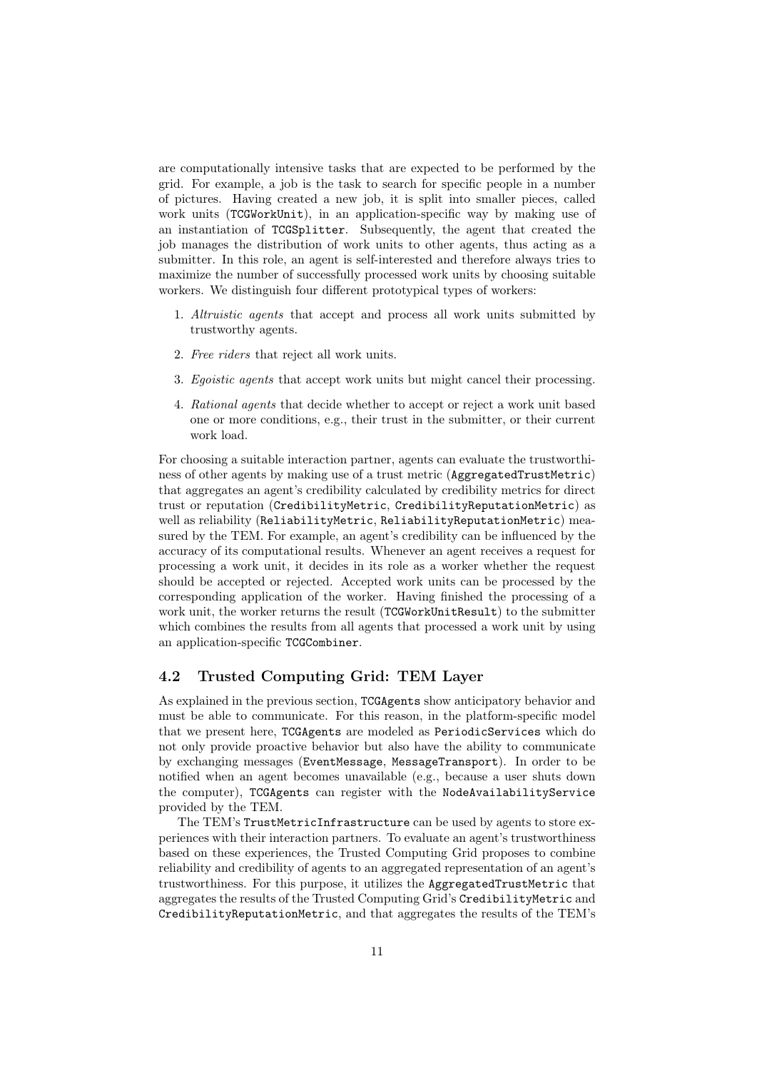are computationally intensive tasks that are expected to be performed by the grid. For example, a job is the task to search for specific people in a number of pictures. Having created a new job, it is split into smaller pieces, called work units (`TCGWorkUnit`), in an application-specific way by making use of an instantiation of `TCGSplitter`. Subsequently, the agent that created the job manages the distribution of work units to other agents, thus acting as a submitter. In this role, an agent is self-interested and therefore always tries to maximize the number of successfully processed work units by choosing suitable workers. We distinguish four different prototypical types of workers:

1. *Altruistic agents* that accept and process all work units submitted by trustworthy agents.
2. *Free riders* that reject all work units.
3. *Egoistic agents* that accept work units but might cancel their processing.
4. *Rational agents* that decide whether to accept or reject a work unit based one or more conditions, e.g., their trust in the submitter, or their current work load.

For choosing a suitable interaction partner, agents can evaluate the trustworthiness of other agents by making use of a trust metric (`AggregatedTrustMetric`) that aggregates an agent's credibility calculated by credibility metrics for direct trust or reputation (`CredibilityMetric`, `CredibilityReputationMetric`) as well as reliability (`ReliabilityMetric`, `ReliabilityReputationMetric`) measured by the TEM. For example, an agent's credibility can be influenced by the accuracy of its computational results. Whenever an agent receives a request for processing a work unit, it decides in its role as a worker whether the request should be accepted or rejected. Accepted work units can be processed by the corresponding application of the worker. Having finished the processing of a work unit, the worker returns the result (`TCGWorkUnitResult`) to the submitter which combines the results from all agents that processed a work unit by using an application-specific `TCGCombiner`.

## 4.2 Trusted Computing Grid: TEM Layer

As explained in the previous section, `TCGAgents` show anticipatory behavior and must be able to communicate. For this reason, in the platform-specific model that we present here, `TCGAgents` are modeled as `PeriodicServices` which do not only provide proactive behavior but also have the ability to communicate by exchanging messages (`EventMessage`, `MessageTransport`). In order to be notified when an agent becomes unavailable (e.g., because a user shuts down the computer), `TCGAgents` can register with the `NodeAvailabilityService` provided by the TEM.

The TEM's `TrustMetricInfrastructure` can be used by agents to store experiences with their interaction partners. To evaluate an agent's trustworthiness based on these experiences, the Trusted Computing Grid proposes to combine reliability and credibility of agents to an aggregated representation of an agent's trustworthiness. For this purpose, it utilizes the `AggregatedTrustMetric` that aggregates the results of the Trusted Computing Grid's `CredibilityMetric` and `CredibilityReputationMetric`, and that aggregates the results of the TEM's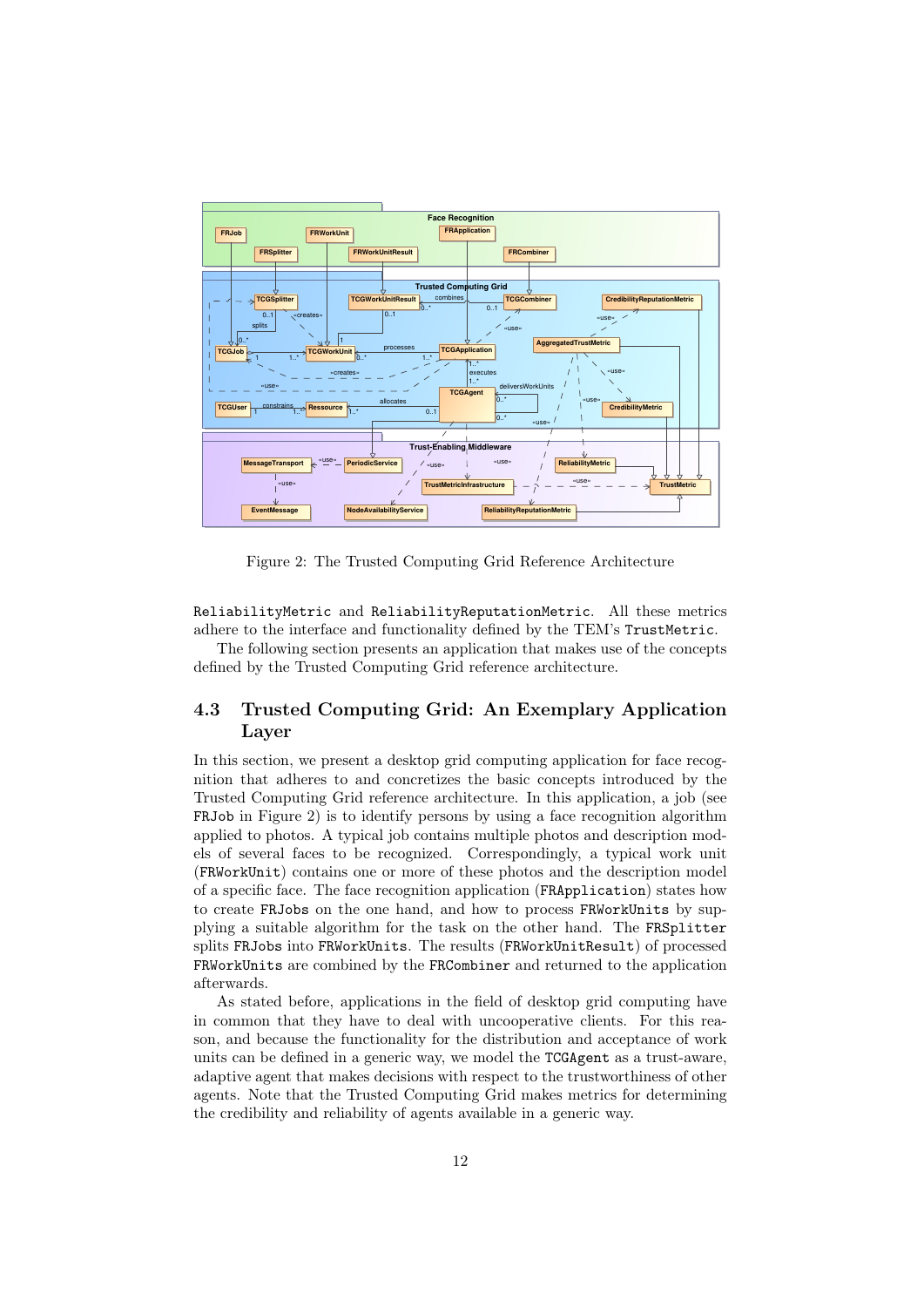Figure 2: The Trusted Computing Grid Reference Architecture

ReliabilityMetric and ReliabilityReputationMetric. All these metrics adhere to the interface and functionality defined by the TEM's TrustMetric.

The following section presents an application that makes use of the concepts defined by the Trusted Computing Grid reference architecture.

## 4.3 Trusted Computing Grid: An Exemplary Application Layer

In this section, we present a desktop grid computing application for face recognition that adheres to and concretizes the basic concepts introduced by the Trusted Computing Grid reference architecture. In this application, a job (see FRJob in Figure 2) is to identify persons by using a face recognition algorithm applied to photos. A typical job contains multiple photos and description models of several faces to be recognized. Correspondingly, a typical work unit (FRWorkUnit) contains one or more of these photos and the description model of a specific face. The face recognition application (FRApplication) states how to create FRJobs on the one hand, and how to process FRWorkUnits by supplying a suitable algorithm for the task on the other hand. The FRSplitter splits FRJobs into FRWorkUnits. The results (FRWorkUnitResult) of processed FRWorkUnits are combined by the FRCombiner and returned to the application afterwards.

As stated before, applications in the field of desktop grid computing have in common that they have to deal with uncooperative clients. For this reason, and because the functionality for the distribution and acceptance of work units can be defined in a generic way, we model the TCGAgent as a trust-aware, adaptive agent that makes decisions with respect to the trustworthiness of other agents. Note that the Trusted Computing Grid makes metrics for determining the credibility and reliability of agents available in a generic way.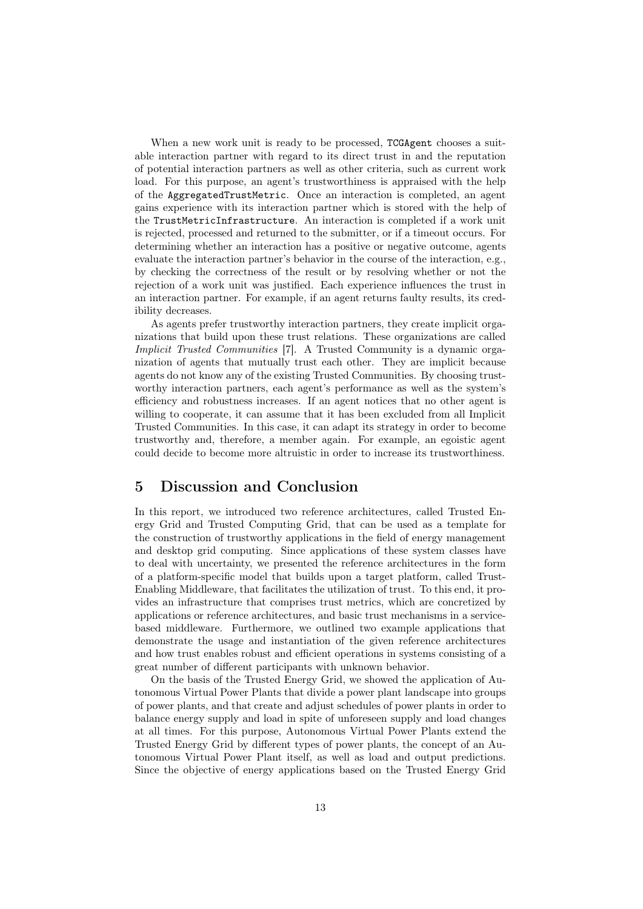When a new work unit is ready to be processed, `TCGAgent` chooses a suitable interaction partner with regard to its direct trust in and the reputation of potential interaction partners as well as other criteria, such as current work load. For this purpose, an agent's trustworthiness is appraised with the help of the `AggregatedTrustMetric`. Once an interaction is completed, an agent gains experience with its interaction partner which is stored with the help of the `TrustMetricInfrastructure`. An interaction is completed if a work unit is rejected, processed and returned to the submitter, or if a timeout occurs. For determining whether an interaction has a positive or negative outcome, agents evaluate the interaction partner's behavior in the course of the interaction, e.g., by checking the correctness of the result or by resolving whether or not the rejection of a work unit was justified. Each experience influences the trust in an interaction partner. For example, if an agent returns faulty results, its credibility decreases.

As agents prefer trustworthy interaction partners, they create implicit organizations that build upon these trust relations. These organizations are called *Implicit Trusted Communities* [7]. A Trusted Community is a dynamic organization of agents that mutually trust each other. They are implicit because agents do not know any of the existing Trusted Communities. By choosing trustworthy interaction partners, each agent's performance as well as the system's efficiency and robustness increases. If an agent notices that no other agent is willing to cooperate, it can assume that it has been excluded from all Implicit Trusted Communities. In this case, it can adapt its strategy in order to become trustworthy and, therefore, a member again. For example, an egoistic agent could decide to become more altruistic in order to increase its trustworthiness.

# 5 Discussion and Conclusion

In this report, we introduced two reference architectures, called Trusted Energy Grid and Trusted Computing Grid, that can be used as a template for the construction of trustworthy applications in the field of energy management and desktop grid computing. Since applications of these system classes have to deal with uncertainty, we presented the reference architectures in the form of a platform-specific model that builds upon a target platform, called Trust-Enabling Middleware, that facilitates the utilization of trust. To this end, it provides an infrastructure that comprises trust metrics, which are concretized by applications or reference architectures, and basic trust mechanisms in a service-based middleware. Furthermore, we outlined two example applications that demonstrate the usage and instantiation of the given reference architectures and how trust enables robust and efficient operations in systems consisting of a great number of different participants with unknown behavior.

On the basis of the Trusted Energy Grid, we showed the application of Autonomous Virtual Power Plants that divide a power plant landscape into groups of power plants, and that create and adjust schedules of power plants in order to balance energy supply and load in spite of unforeseen supply and load changes at all times. For this purpose, Autonomous Virtual Power Plants extend the Trusted Energy Grid by different types of power plants, the concept of an Autonomous Virtual Power Plant itself, as well as load and output predictions. Since the objective of energy applications based on the Trusted Energy Grid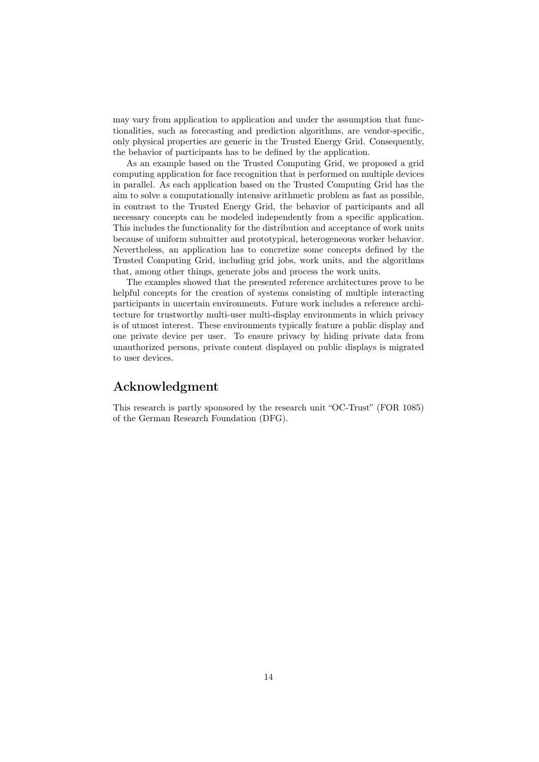may vary from application to application and under the assumption that functionalities, such as forecasting and prediction algorithms, are vendor-specific, only physical properties are generic in the Trusted Energy Grid. Consequently, the behavior of participants has to be defined by the application.

As an example based on the Trusted Computing Grid, we proposed a grid computing application for face recognition that is performed on multiple devices in parallel. As each application based on the Trusted Computing Grid has the aim to solve a computationally intensive arithmetic problem as fast as possible, in contrast to the Trusted Energy Grid, the behavior of participants and all necessary concepts can be modeled independently from a specific application. This includes the functionality for the distribution and acceptance of work units because of uniform submitter and prototypical, heterogeneous worker behavior. Nevertheless, an application has to concretize some concepts defined by the Trusted Computing Grid, including grid jobs, work units, and the algorithms that, among other things, generate jobs and process the work units.

The examples showed that the presented reference architectures prove to be helpful concepts for the creation of systems consisting of multiple interacting participants in uncertain environments. Future work includes a reference architecture for trustworthy multi-user multi-display environments in which privacy is of utmost interest. These environments typically feature a public display and one private device per user. To ensure privacy by hiding private data from unauthorized persons, private content displayed on public displays is migrated to user devices.

## Acknowledgment

This research is partly sponsored by the research unit "OC-Trust" (FOR 1085) of the German Research Foundation (DFG).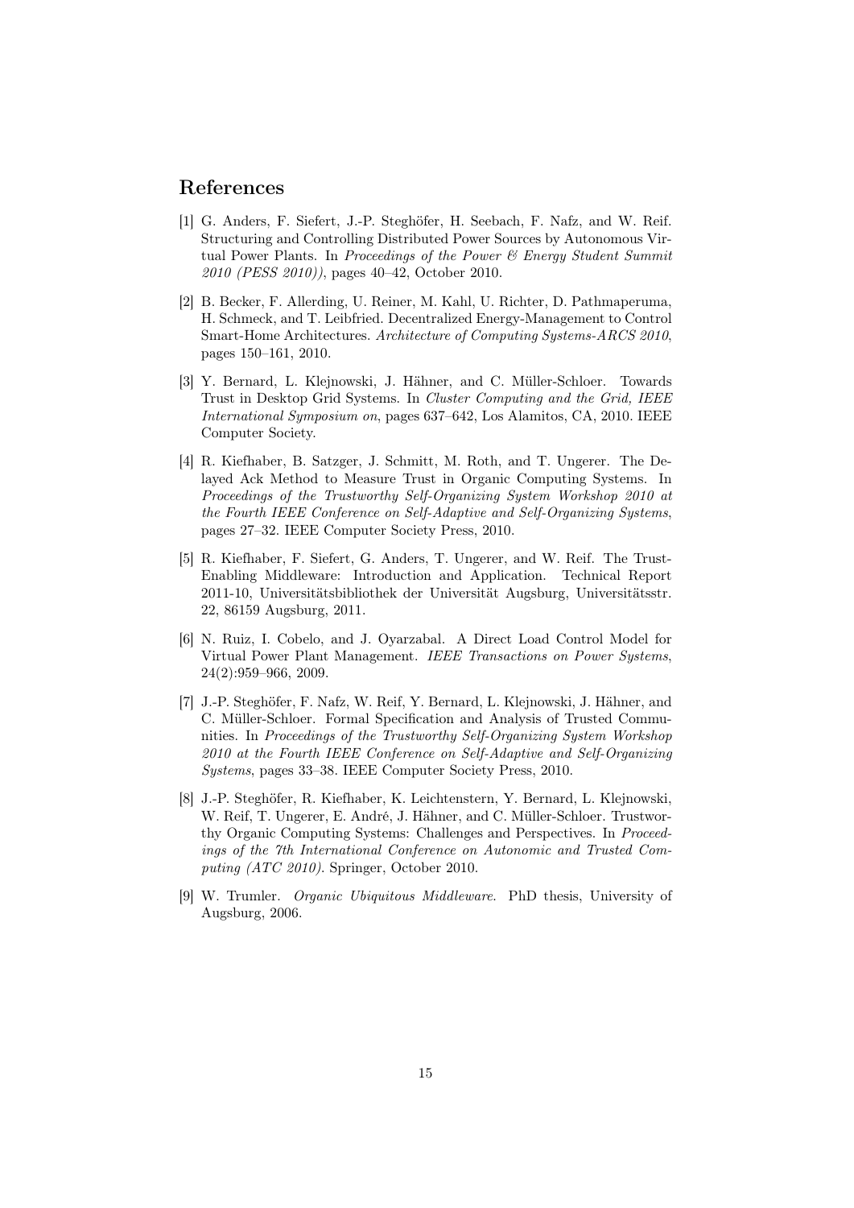## References

[1] G. Anders, F. Siefert, J.-P. Steghöfer, H. Seebach, F. Nafz, and W. Reif. Structuring and Controlling Distributed Power Sources by Autonomous Virtual Power Plants. In *Proceedings of the Power & Energy Student Summit 2010 (PESS 2010))*, pages 40–42, October 2010.

[2] B. Becker, F. Allerding, U. Reiner, M. Kahl, U. Richter, D. Pathmaperuma, H. Schmeck, and T. Leibfried. Decentralized Energy-Management to Control Smart-Home Architectures. *Architecture of Computing Systems-ARCS 2010*, pages 150–161, 2010.

[3] Y. Bernard, L. Klejnowski, J. Hähner, and C. Müller-Schloer. Towards Trust in Desktop Grid Systems. In *Cluster Computing and the Grid, IEEE International Symposium on*, pages 637–642, Los Alamitos, CA, 2010. IEEE Computer Society.

[4] R. Kiefhaber, B. Satzger, J. Schmitt, M. Roth, and T. Ungerer. The Delayed Ack Method to Measure Trust in Organic Computing Systems. In *Proceedings of the Trustworthy Self-Organizing System Workshop 2010 at the Fourth IEEE Conference on Self-Adaptive and Self-Organizing Systems*, pages 27–32. IEEE Computer Society Press, 2010.

[5] R. Kiefhaber, F. Siefert, G. Anders, T. Ungerer, and W. Reif. The Trust-Enabling Middleware: Introduction and Application. Technical Report 2011-10, Universitätsbibliothek der Universität Augsburg, Universitätsstr. 22, 86159 Augsburg, 2011.

[6] N. Ruiz, I. Cobelo, and J. Oyarzabal. A Direct Load Control Model for Virtual Power Plant Management. *IEEE Transactions on Power Systems*, 24(2):959–966, 2009.

[7] J.-P. Steghöfer, F. Nafz, W. Reif, Y. Bernard, L. Klejnowski, J. Hähner, and C. Müller-Schloer. Formal Specification and Analysis of Trusted Communities. In *Proceedings of the Trustworthy Self-Organizing System Workshop 2010 at the Fourth IEEE Conference on Self-Adaptive and Self-Organizing Systems*, pages 33–38. IEEE Computer Society Press, 2010.

[8] J.-P. Steghöfer, R. Kiefhaber, K. Leichtenstern, Y. Bernard, L. Klejnowski, W. Reif, T. Ungerer, E. André, J. Hähner, and C. Müller-Schloer. Trustworthy Organic Computing Systems: Challenges and Perspectives. In *Proceedings of the 7th International Conference on Autonomic and Trusted Computing (ATC 2010)*. Springer, October 2010.

[9] W. Trumler. *Organic Ubiquitous Middleware*. PhD thesis, University of Augsburg, 2006.